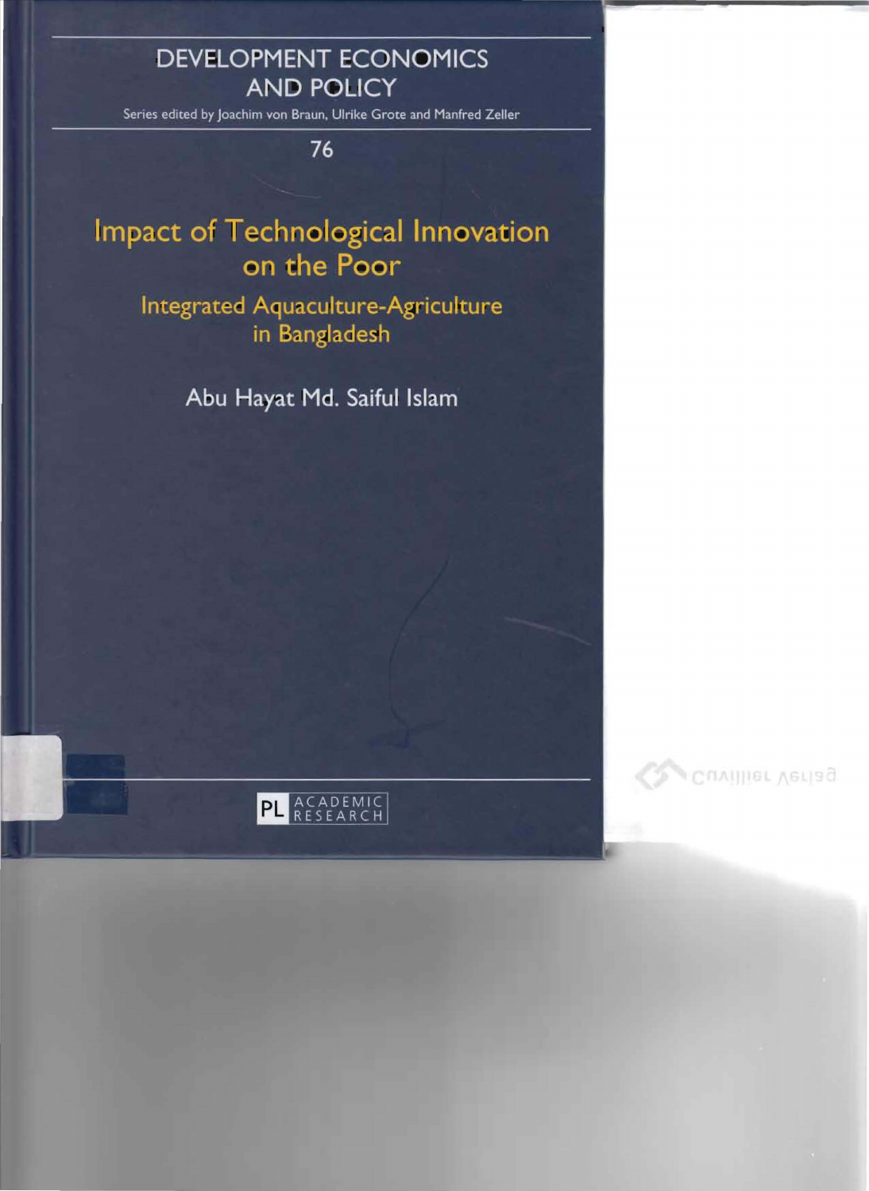DEVELOPMENT ECONOMICS AND POLICY

Series edited by Joachim von Braun, Ulrike Grote and Manfred Zeller

76

# Impact of Technological Innovation on the Poor

## Integrated Aquaculture-Agriculture in Bangladesh

Abu Hayat Md. Saiful Islam

PL ACADEMIC RESEARCH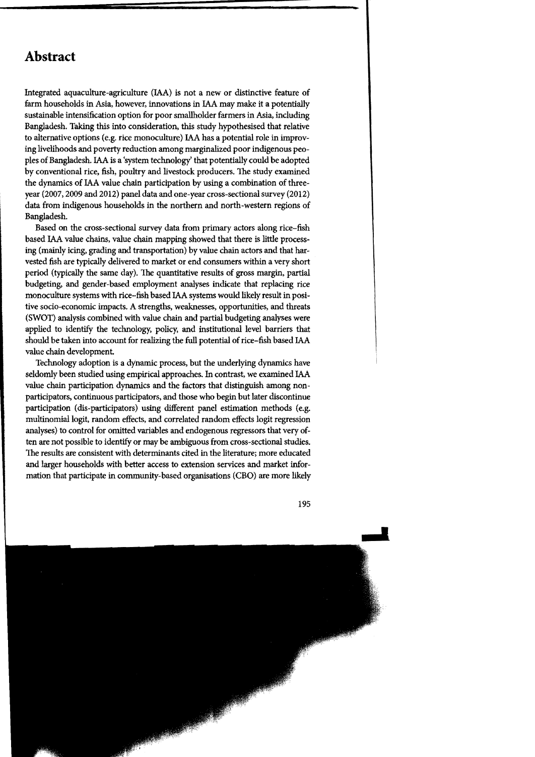# Abstract

Integrated aquaculture-agriculture (IAA) is not a new or distinctive feature of farm households in Asia, however, innovations in IAA may make it a potentially sustainable intensification option for poor smallholder farmers in Asia, including Bangladesh. Taking this into consideration, this study hypothesised that relative to alternative options (e.g. rice monoculture) IAA has a potential role in improving livelihoods and poverty reduction among marginalized poor indigenous peoples of Bangladesh. IAA is a 'system technology' that potentially could be adopted by conventional rice, fish, poultry and livestock producers. The study examined the dynamics of IAA value chain participation by using a combination of three-year (2007, 2009 and 2012) panel data and one-year cross-sectional survey (2012) data from indigenous households in the northern and north-western regions of Bangladesh.

Based on the cross-sectional survey data from primary actors along rice–fish based IAA value chains, value chain mapping showed that there is little processing (mainly icing, grading and transportation) by value chain actors and that harvested fish are typically delivered to market or end consumers within a very short period (typically the same day). The quantitative results of gross margin, partial budgeting, and gender-based employment analyses indicate that replacing rice monoculture systems with rice–fish based IAA systems would likely result in positive socio-economic impacts. A strengths, weaknesses, opportunities, and threats (SWOT) analysis combined with value chain and partial budgeting analyses were applied to identify the technology, policy, and institutional level barriers that should be taken into account for realizing the full potential of rice–fish based IAA value chain development.

Technology adoption is a dynamic process, but the underlying dynamics have seldomly been studied using empirical approaches. In contrast, we examined IAA value chain participation dynamics and the factors that distinguish among non-participators, continuous participators, and those who begin but later discontinue participation (dis-participators) using different panel estimation methods (e.g. multinomial logit, random effects, and correlated random effects logit regression analyses) to control for omitted variables and endogenous regressors that very often are not possible to identify or may be ambiguous from cross-sectional studies. The results are consistent with determinants cited in the literature; more educated and larger households with better access to extension services and market information that participate in community-based organisations (CBO) are more likely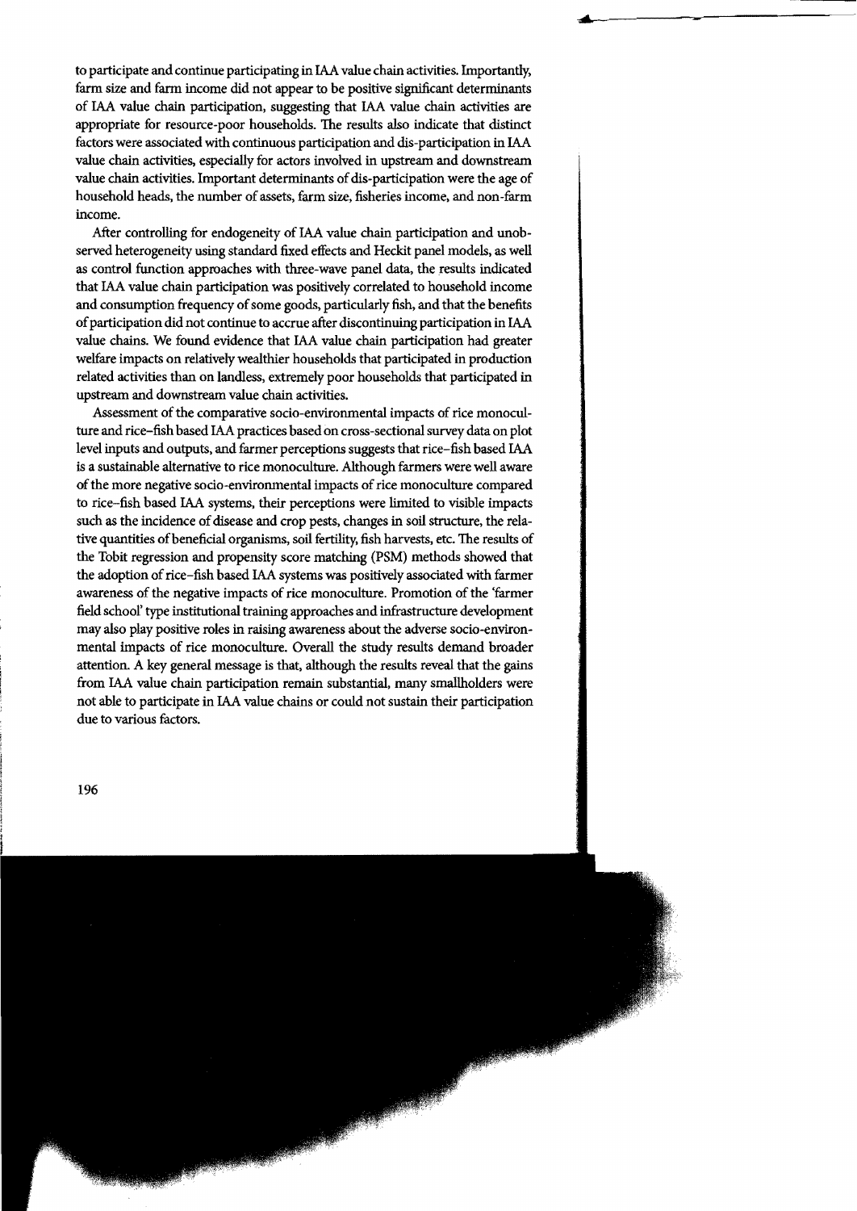to participate and continue participating in IAA value chain activities. Importantly, farm size and farm income did not appear to be positive significant determinants of IAA value chain participation, suggesting that IAA value chain activities are appropriate for resource-poor households. The results also indicate that distinct factors were associated with continuous participation and dis-participation in IAA value chain activities, especially for actors involved in upstream and downstream value chain activities. Important determinants of dis-participation were the age of household heads, the number of assets, farm size, fisheries income, and non-farm income.

After controlling for endogeneity of IAA value chain participation and unobserved heterogeneity using standard fixed effects and Heckit panel models, as well as control function approaches with three-wave panel data, the results indicated that IAA value chain participation was positively correlated to household income and consumption frequency of some goods, particularly fish, and that the benefits of participation did not continue to accrue after discontinuing participation in IAA value chains. We found evidence that IAA value chain participation had greater welfare impacts on relatively wealthier households that participated in production related activities than on landless, extremely poor households that participated in upstream and downstream value chain activities.

Assessment of the comparative socio-environmental impacts of rice monoculture and rice–fish based IAA practices based on cross-sectional survey data on plot level inputs and outputs, and farmer perceptions suggests that rice–fish based IAA is a sustainable alternative to rice monoculture. Although farmers were well aware of the more negative socio-environmental impacts of rice monoculture compared to rice–fish based IAA systems, their perceptions were limited to visible impacts such as the incidence of disease and crop pests, changes in soil structure, the relative quantities of beneficial organisms, soil fertility, fish harvests, etc. The results of the Tobit regression and propensity score matching (PSM) methods showed that the adoption of rice–fish based IAA systems was positively associated with farmer awareness of the negative impacts of rice monoculture. Promotion of the 'farmer field school' type institutional training approaches and infrastructure development may also play positive roles in raising awareness about the adverse socio-environmental impacts of rice monoculture. Overall the study results demand broader attention. A key general message is that, although the results reveal that the gains from IAA value chain participation remain substantial, many smallholders were not able to participate in IAA value chains or could not sustain their participation due to various factors.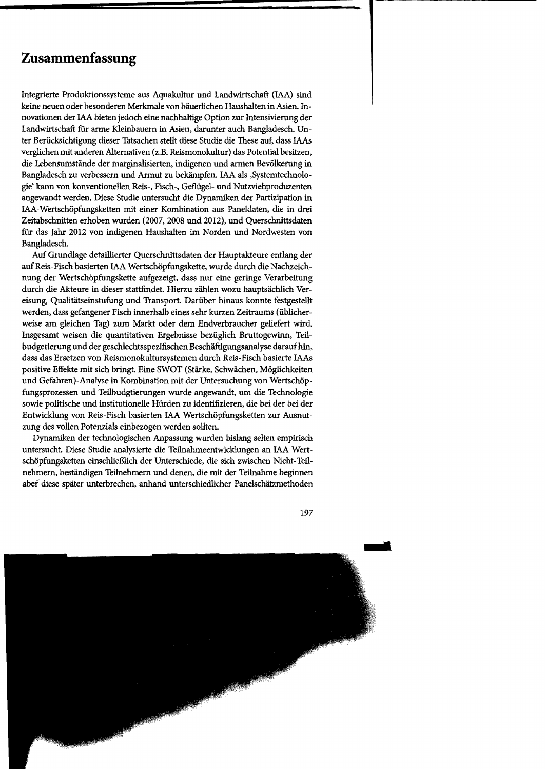# Zusammenfassung

Integrierte Produktionssysteme aus Aquakultur und Landwirtschaft (IAA) sind keine neuen oder besonderen Merkmale von bäuerlichen Haushalten in Asien. Innovationen der IAA bieten jedoch eine nachhaltige Option zur Intensivierung der Landwirtschaft für arme Kleinbauern in Asien, darunter auch Bangladesch. Unter Berücksichtigung dieser Tatsachen stellt diese Studie die These auf, dass IAAs verglichen mit anderen Alternativen (z.B. Reismonokultur) das Potential besitzen, die Lebensumstände der marginalisierten, indigenen und armen Bevölkerung in Bangladesch zu verbessern und Armut zu bekämpfen. IAA als ‚Systemtechnologie' kann von konventionellen Reis-, Fisch-, Geflügel- und Nutzviehproduzenten angewandt werden. Diese Studie untersucht die Dynamiken der Partizipation in IAA-Wertschöpfungsketten mit einer Kombination aus Paneldaten, die in drei Zeitabschnitten erhoben wurden (2007, 2008 und 2012), und Querschnittsdaten für das Jahr 2012 von indigenen Haushalten im Norden und Nordwesten von Bangladesch.

Auf Grundlage detaillierter Querschnittsdaten der Hauptakteure entlang der auf Reis-Fisch basierten IAA Wertschöpfungskette, wurde durch die Nachzeichnung der Wertschöpfungskette aufgezeigt, dass nur eine geringe Verarbeitung durch die Akteure in dieser stattfindet. Hierzu zählen wozu hauptsächlich Vereisung, Qualitätseinstufung und Transport. Darüber hinaus konnte festgestellt werden, dass gefangener Fisch innerhalb eines sehr kurzen Zeitraums (üblicherweise am gleichen Tag) zum Markt oder dem Endverbraucher geliefert wird. Insgesamt weisen die quantitativen Ergebnisse bezüglich Bruttogewinn, Teilbudgetierung und der geschlechtsspezifischen Beschäftigungsanalyse darauf hin, dass das Ersetzen von Reismonokultursystemen durch Reis-Fisch basierte IAAs positive Effekte mit sich bringt. Eine SWOT (Stärke, Schwächen, Möglichkeiten und Gefahren)-Analyse in Kombination mit der Untersuchung von Wertschöpfungsprozessen und Teilbudgtierungen wurde angewandt, um die Technologie sowie politische und institutionelle Hürden zu identifizieren, die bei der bei der Entwicklung von Reis-Fisch basierten IAA Wertschöpfungsketten zur Ausnutzung des vollen Potenzials einbezogen werden sollten.

Dynamiken der technologischen Anpassung wurden bislang selten empirisch untersucht. Diese Studie analysierte die Teilnahmeentwicklungen an IAA Wertschöpfungsketten einschließlich der Unterschiede, die sich zwischen Nicht-Teilnehmern, beständigen Teilnehmern und denen, die mit der Teilnahme beginnen aber diese später unterbrechen, anhand unterschiedlicher Panelschätzmethoden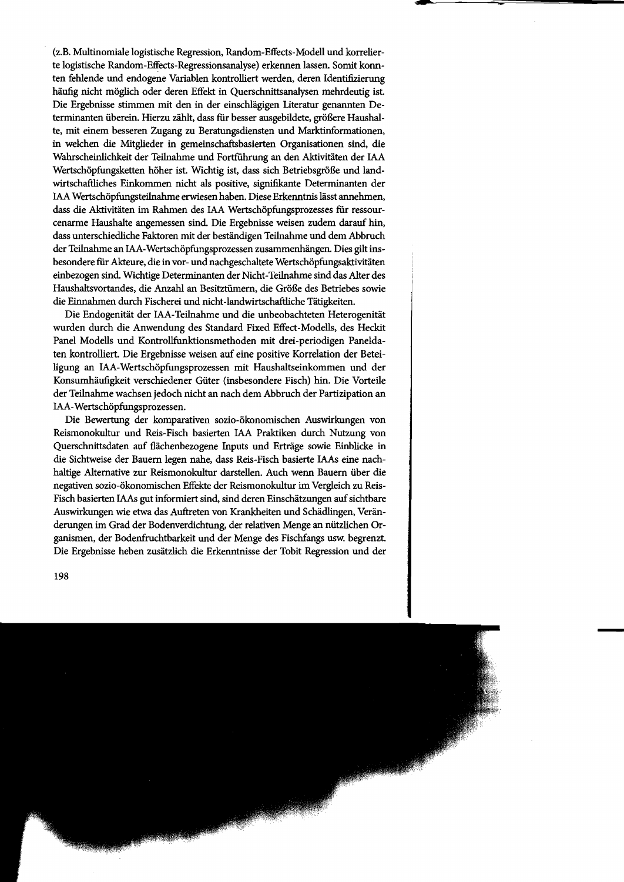(z.B. Multinomiale logistische Regression, Random-Effects-Modell und korrelierte logistische Random-Effects-Regressionsanalyse) erkennen lassen. Somit konnten fehlende und endogene Variablen kontrolliert werden, deren Identifizierung häufig nicht möglich oder deren Effekt in Querschnittsanalysen mehrdeutig ist. Die Ergebnisse stimmen mit den in der einschlägigen Literatur genannten Determinanten überein. Hierzu zählt, dass für besser ausgebildete, größere Haushalte, mit einem besseren Zugang zu Beratungsdiensten und Marktinformationen, in welchen die Mitglieder in gemeinschaftsbasierten Organisationen sind, die Wahrscheinlichkeit der Teilnahme und Fortführung an den Aktivitäten der IAA Wertschöpfungsketten höher ist. Wichtig ist, dass sich Betriebsgröße und landwirtschaftliches Einkommen nicht als positive, signifikante Determinanten der IAA Wertschöpfungsteilnahme erwiesen haben. Diese Erkenntnis lässt annehmen, dass die Aktivitäten im Rahmen des IAA Wertschöpfungsprozesses für ressourcenarme Haushalte angemessen sind. Die Ergebnisse weisen zudem darauf hin, dass unterschiedliche Faktoren mit der beständigen Teilnahme und dem Abbruch der Teilnahme an IAA-Wertschöpfungsprozessen zusammenhängen. Dies gilt insbesondere für Akteure, die in vor- und nachgeschaltete Wertschöpfungsaktivitäten einbezogen sind. Wichtige Determinanten der Nicht-Teilnahme sind das Alter des Haushaltsvortandes, die Anzahl an Besitztümern, die Größe des Betriebes sowie die Einnahmen durch Fischerei und nicht-landwirtschaftliche Tätigkeiten.

Die Endogenität der IAA-Teilnahme und die unbeobachteten Heterogenität wurden durch die Anwendung des Standard Fixed Effect-Modells, des Heckit Panel Modells und Kontrollfunktionsmethoden mit drei-periodigen Paneldaten kontrolliert. Die Ergebnisse weisen auf eine positive Korrelation der Beteiligung an IAA-Wertschöpfungsprozessen mit Haushaltseinkommen und der Konsumhäufigkeit verschiedener Güter (insbesondere Fisch) hin. Die Vorteile der Teilnahme wachsen jedoch nicht an nach dem Abbruch der Partizipation an IAA-Wertschöpfungsprozessen.

Die Bewertung der komparativen sozio-ökonomischen Auswirkungen von Reismonokultur und Reis-Fisch basierten IAA Praktiken durch Nutzung von Querschnittsdaten auf flächenbezogene Inputs und Erträge sowie Einblicke in die Sichtweise der Bauern legen nahe, dass Reis-Fisch basierte IAAs eine nachhaltige Alternative zur Reismonokultur darstellen. Auch wenn Bauern über die negativen sozio-ökonomischen Effekte der Reismonokultur im Vergleich zu Reis-Fisch basierten IAAs gut informiert sind, sind deren Einschätzungen auf sichtbare Auswirkungen wie etwa das Auftreten von Krankheiten und Schädlingen, Veränderungen im Grad der Bodenverdichtung, der relativen Menge an nützlichen Organismen, der Bodenfruchtbarkeit und der Menge des Fischfangs usw. begrenzt. Die Ergebnisse heben zusätzlich die Erkenntnisse der Tobit Regression und der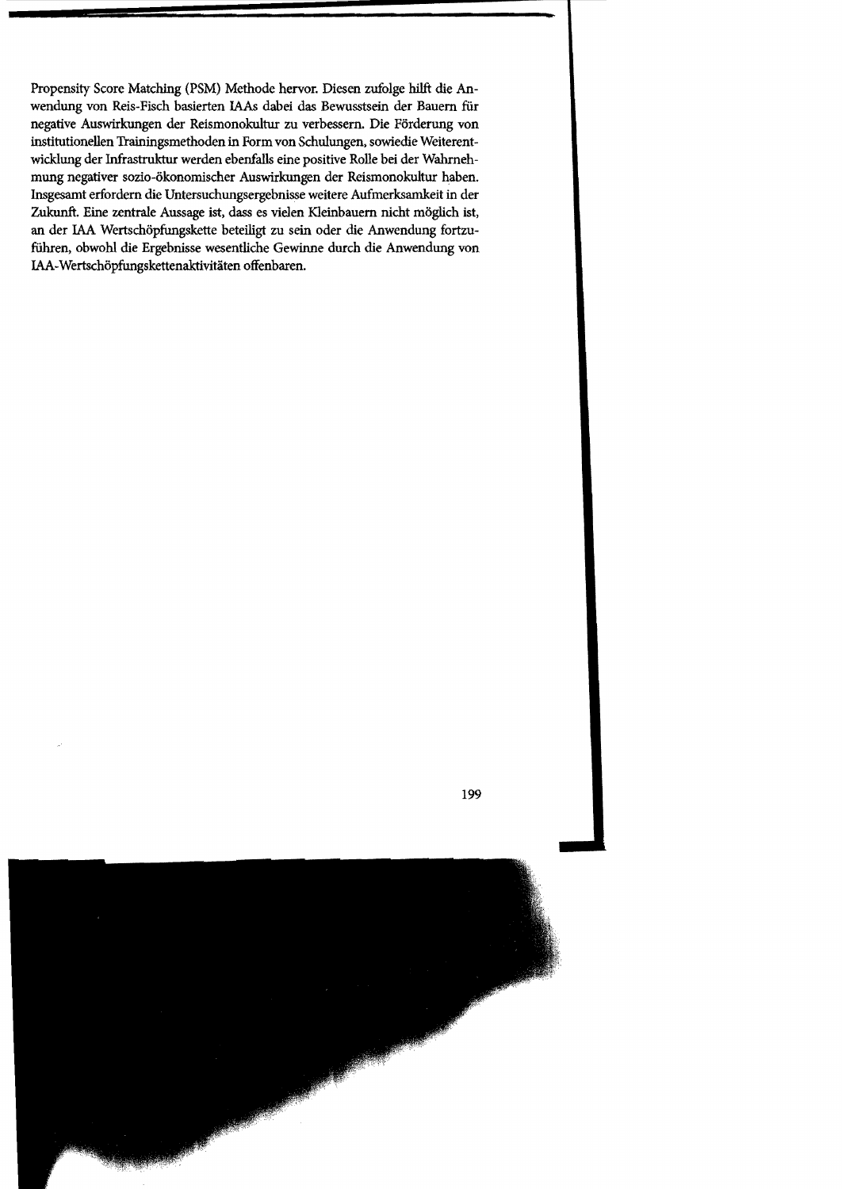Propensity Score Matching (PSM) Methode hervor. Diesen zufolge hilft die Anwendung von Reis-Fisch basierten IAAs dabei das Bewusstsein der Bauern für negative Auswirkungen der Reismonokultur zu verbessern. Die Förderung von institutionellen Trainingsmethoden in Form von Schulungen, sowiedie Weiterentwicklung der Infrastruktur werden ebenfalls eine positive Rolle bei der Wahrnehmung negativer sozio-ökonomischer Auswirkungen der Reismonokultur haben. Insgesamt erfordern die Untersuchungsergebnisse weitere Aufmerksamkeit in der Zukunft. Eine zentrale Aussage ist, dass es vielen Kleinbauern nicht möglich ist, an der IAA Wertschöpfungskette beteiligt zu sein oder die Anwendung fortzuführen, obwohl die Ergebnisse wesentliche Gewinne durch die Anwendung von IAA-Wertschöpfungskettenaktivitäten offenbaren.